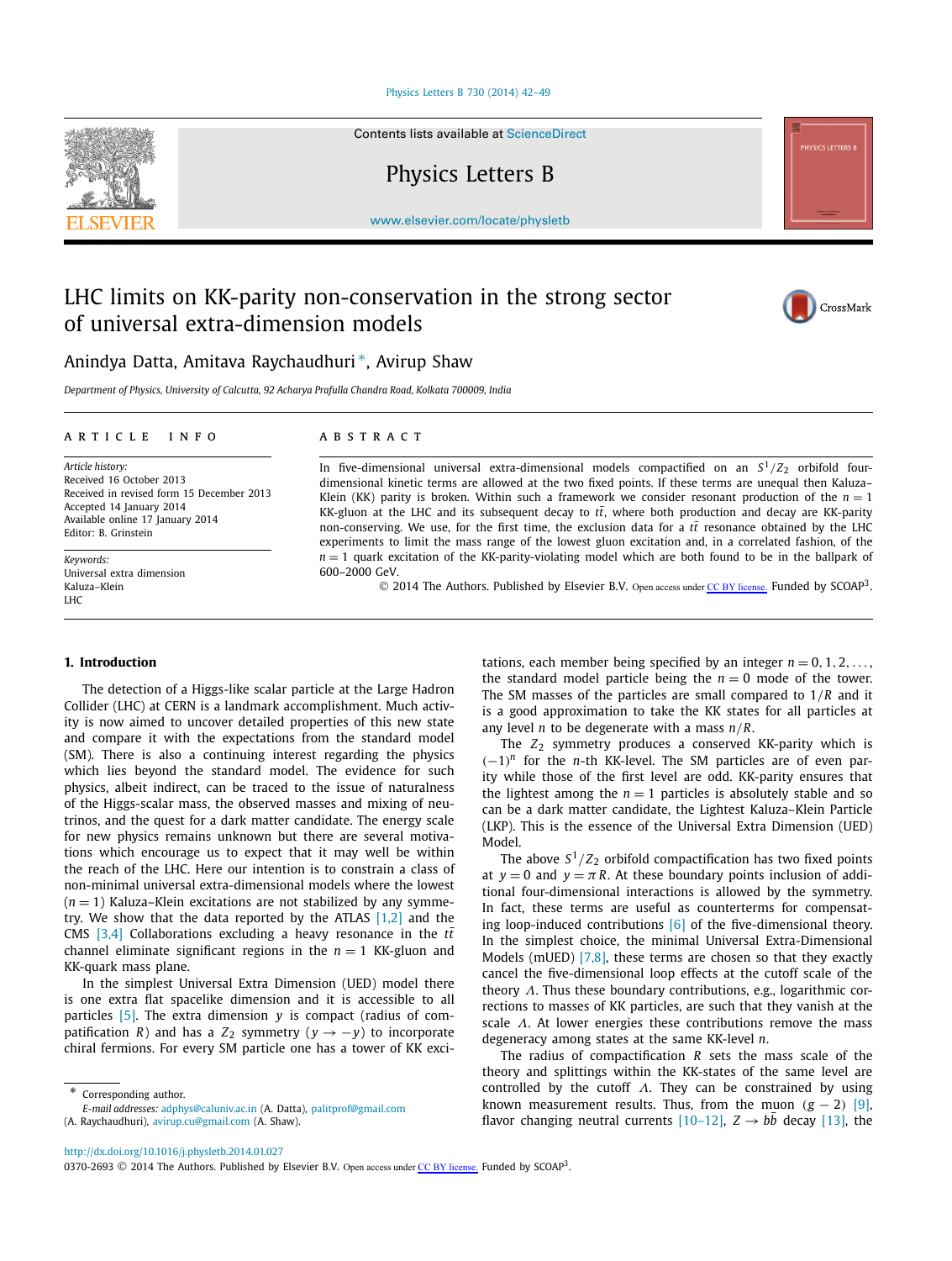# LHC limits on KK-parity non-conservation in the strong sector of universal extra-dimension models

Anindya Datta, Amitava Raychaudhuri *, Avirup Shaw

*Department of Physics, University of Calcutta, 92 Acharya Prafulla Chandra Road, Kolkata 700009, India*

**ARTICLE INFO**

*Article history:*
Received 16 October 2013
Received in revised form 15 December 2013
Accepted 14 January 2014
Available online 17 January 2014
Editor: B. Grinstein

*Keywords:*
Universal extra dimension
Kaluza–Klein
LHC

**ABSTRACT**

In five-dimensional universal extra-dimensional models compactified on an $S^1/Z_2$ orbifold four-dimensional kinetic terms are allowed at the two fixed points. If these terms are unequal then Kaluza–Klein (KK) parity is broken. Within such a framework we consider resonant production of the $n = 1$ KK-gluon at the LHC and its subsequent decay to $t\bar{t}$, where both production and decay are KK-parity non-conserving. We use, for the first time, the exclusion data for a $t\bar{t}$ resonance obtained by the LHC experiments to limit the mass range of the lowest gluon excitation and, in a correlated fashion, of the $n = 1$ quark excitation of the KK-parity-violating model which are both found to be in the ballpark of 600–2000 GeV.

© 2014 The Authors. Published by Elsevier B.V. Open access under CC BY license. Funded by SCOAP[3].

## 1. Introduction

The detection of a Higgs-like scalar particle at the Large Hadron Collider (LHC) at CERN is a landmark accomplishment. Much activity is now aimed to uncover detailed properties of this new state and compare it with the expectations from the standard model (SM). There is also a continuing interest regarding the physics which lies beyond the standard model. The evidence for such physics, albeit indirect, can be traced to the issue of naturalness of the Higgs-scalar mass, the observed masses and mixing of neutrinos, and the quest for a dark matter candidate. The energy scale for new physics remains unknown but there are several motivations which encourage us to expect that it may well be within the reach of the LHC. Here our intention is to constrain a class of non-minimal universal extra-dimensional models where the lowest ($n = 1$) Kaluza–Klein excitations are not stabilized by any symmetry. We show that the data reported by the ATLAS [1,2] and the CMS [3,4] Collaborations excluding a heavy resonance in the $t\bar{t}$ channel eliminate significant regions in the $n = 1$ KK-gluon and KK-quark mass plane.

In the simplest Universal Extra Dimension (UED) model there is one extra flat spacelike dimension and it is accessible to all particles [5]. The extra dimension $y$ is compact (radius of compatification $R$) and has a $Z_2$ symmetry ($y \to -y$) to incorporate chiral fermions. For every SM particle one has a tower of KK excitations, each member being specified by an integer $n = 0, 1, 2, \ldots,$ the standard model particle being the $n = 0$ mode of the tower. The SM masses of the particles are small compared to $1/R$ and it is a good approximation to take the KK states for all particles at any level $n$ to be degenerate with a mass $n/R$.

The $Z_2$ symmetry produces a conserved KK-parity which is $(-1)^n$ for the $n$-th KK-level. The SM particles are of even parity while those of the first level are odd. KK-parity ensures that the lightest among the $n = 1$ particles is absolutely stable and so can be a dark matter candidate, the Lightest Kaluza–Klein Particle (LKP). This is the essence of the Universal Extra Dimension (UED) Model.

The above $S^1/Z_2$ orbifold compactification has two fixed points at $y = 0$ and $y = \pi R$. At these boundary points inclusion of additional four-dimensional interactions is allowed by the symmetry. In fact, these terms are useful as counterterms for compensating loop-induced contributions [6] of the five-dimensional theory. In the simplest choice, the minimal Universal Extra-Dimensional Models (mUED) [7,8], these terms are chosen so that they exactly cancel the five-dimensional loop effects at the cutoff scale of the theory $\Lambda$. Thus these boundary contributions, e.g., logarithmic corrections to masses of KK particles, are such that they vanish at the scale $\Lambda$. At lower energies these contributions remove the mass degeneracy among states at the same KK-level $n$.

The radius of compactification $R$ sets the mass scale of the theory and splittings within the KK-states of the same level are controlled by the cutoff scale $\Lambda$. They can be constrained by using known measurement results. Thus, from the muon $(g - 2)$ [9], flavor changing neutral currents [10–12], $Z \to b\bar{b}$ decay [13], the

\* Corresponding author.
*E-mail addresses:* adphys@caluniv.ac.in (A. Datta), palitprof@gmail.com (A. Raychaudhuri), avirup.cu@gmail.com (A. Shaw).

http://dx.doi.org/10.1016/j.physletb.2014.01.027
0370-2693 © 2014 The Authors. Published by Elsevier B.V. Open access under CC BY license. Funded by SCOAP[3].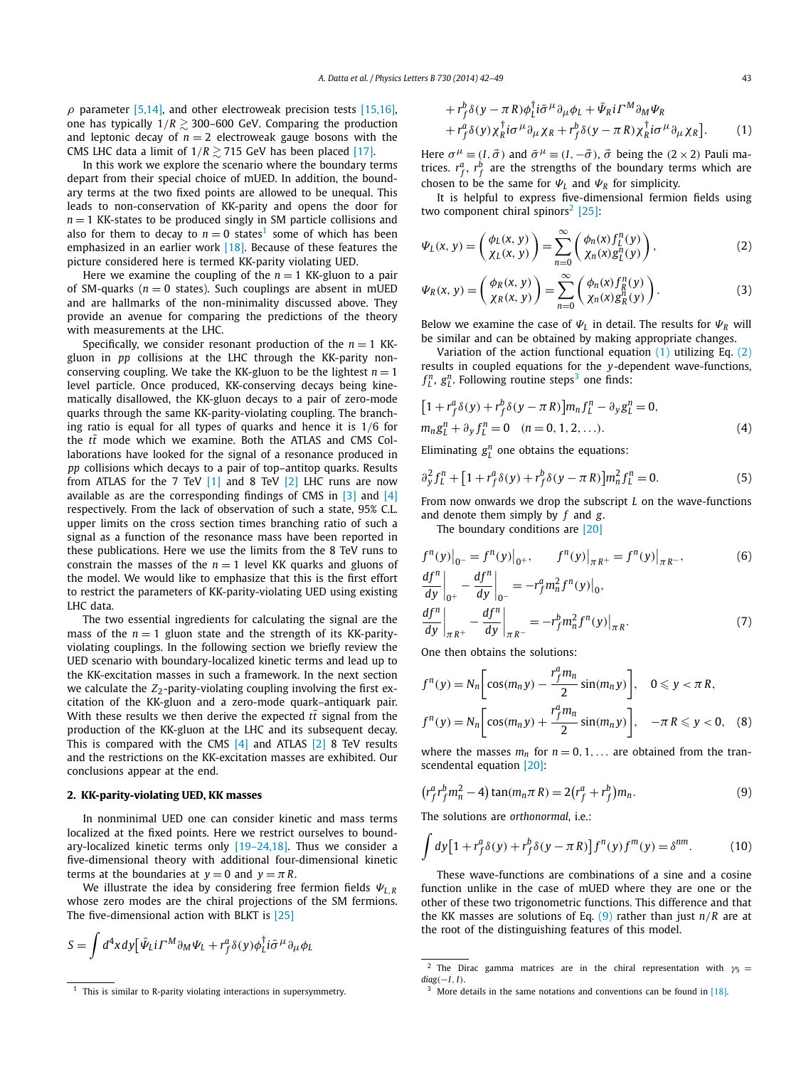$\rho$ parameter [5,14], and other electroweak precision tests [15,16], one has typically $1/R \gtrsim 300$–600 GeV. Comparing the production and leptonic decay of $n=2$ electroweak gauge bosons with the CMS LHC data a limit of $1/R \gtrsim 715$ GeV has been placed [17].

In this work we explore the scenario where the boundary terms depart from their special choice of mUED. In addition, the boundary terms at the two fixed points are allowed to be unequal. This leads to non-conservation of KK-parity and opens the door for $n=1$ KK-states to be produced singly in SM particle collisions and also for them to decay to $n=0$ states[1] some of which has been emphasized in an earlier work [18]. Because of these features the picture considered here is termed KK-parity violating UED.

Here we examine the coupling of the $n=1$ KK-gluon to a pair of SM-quarks ($n=0$ states). Such couplings are absent in mUED and are hallmarks of the non-minimality discussed above. They provide an avenue for comparing the predictions of the theory with measurements at the LHC.

Specifically, we consider resonant production of the $n=1$ KK-gluon in $pp$ collisions at the LHC through the KK-parity non-conserving coupling. We take the KK-gluon to be the lightest $n=1$ level particle. Once produced, KK-conserving decays being kinematically disallowed, the KK-gluon decays to a pair of zero-mode quarks through the same KK-parity-violating coupling. The branching ratio is equal for all types of quarks and hence it is 1/6 for the $t\bar{t}$ mode which we examine. Both the ATLAS and CMS Collaborations have looked for the signal of a resonance produced in $pp$ collisions which decays to a pair of top–antitop quarks. Results from ATLAS for the 7 TeV [1] and 8 TeV [2] LHC runs are now available as are the corresponding findings of CMS in [3] and [4] respectively. From the lack of observation of such a state, 95% C.L. upper limits on the cross section times branching ratio of such a signal as a function of the resonance mass have been reported in these publications. Here we use the limits from the 8 TeV runs to constrain the masses of the $n=1$ level KK quarks and gluons of the model. We would like to emphasize that this is the first effort to restrict the parameters of KK-parity-violating UED using existing LHC data.

The two essential ingredients for calculating the signal are the mass of the $n=1$ gluon state and the strength of its KK-parity-violating couplings. In the following section we briefly review the UED scenario with boundary-localized kinetic terms and lead up to the KK-excitation masses in such a framework. In the next section we calculate the $Z_2$-parity-violating coupling involving the first excitation of the KK-gluon and a zero-mode quark–antiquark pair. With these results we then derive the expected $t\bar{t}$ signal from the production of the KK-gluon at the LHC and its subsequent decay. This is compared with the CMS [4] and ATLAS [2] 8 TeV results and the restrictions on the KK-excitation masses are exhibited. Our conclusions appear at the end.

## 2. KK-parity-violating UED, KK masses

In nonminimal UED one can consider kinetic and mass terms localized at the fixed points. Here we restrict ourselves to boundary-localized kinetic terms only [19–24,18]. Thus we consider a five-dimensional theory with additional four-dimensional kinetic terms at the boundaries at $y=0$ and $y=\pi R$.

We illustrate the idea by considering free fermion fields $\Psi_{L,R}$ whose zero modes are the chiral projections of the SM fermions. The five-dimensional action with BLKT is [25]

$$S = \int d^4x\, dy \big[\bar{\Psi}_L i\Gamma^M \partial_M \Psi_L + r_f^a \delta(y)\phi_L^\dagger i\bar{\sigma}^\mu \partial_\mu \phi_L + r_f^b \delta(y-\pi R)\phi_L^\dagger i\bar{\sigma}^\mu \partial_\mu \phi_L + \bar{\Psi}_R i\Gamma^M \partial_M \Psi_R + r_f^a \delta(y)\chi_R^\dagger i\sigma^\mu \partial_\mu \chi_R + r_f^b \delta(y-\pi R)\chi_R^\dagger i\sigma^\mu \partial_\mu \chi_R\big]. \tag{1}$$

Here $\sigma^\mu \equiv (I, \vec{\sigma})$ and $\bar{\sigma}^\mu \equiv (I, -\vec{\sigma})$, $\vec{\sigma}$ being the $(2\times 2)$ Pauli matrices. $r_f^a$, $r_f^b$ are the strengths of the boundary terms which are chosen to be the same for $\Psi_L$ and $\Psi_R$ for simplicity.

It is helpful to express five-dimensional fermion fields using two component chiral spinors[2] [25]:

$$\Psi_L(x,y) = \begin{pmatrix} \phi_L(x,y) \\ \chi_L(x,y) \end{pmatrix} = \sum_{n=0}^{\infty} \begin{pmatrix} \phi_n(x) f_L^n(y) \\ \chi_n(x) g_L^n(y) \end{pmatrix}, \tag{2}$$

$$\Psi_R(x,y) = \begin{pmatrix} \phi_R(x,y) \\ \chi_R(x,y) \end{pmatrix} = \sum_{n=0}^{\infty} \begin{pmatrix} \phi_n(x) f_R^n(y) \\ \chi_n(x) g_R^n(y) \end{pmatrix}. \tag{3}$$

Below we examine the case of $\Psi_L$ in detail. The results for $\Psi_R$ will be similar and can be obtained by making appropriate changes.

Variation of the action functional equation (1) utilizing Eq. (2) results in coupled equations for the $y$-dependent wave-functions, $f_L^n$, $g_L^n$. Following routine steps[3] one finds:

$$\big[1 + r_f^a \delta(y) + r_f^b \delta(y-\pi R)\big] m_n f_L^n - \partial_y g_L^n = 0,$$
$$m_n g_L^n + \partial_y f_L^n = 0 \quad (n = 0,1,2,\ldots). \tag{4}$$

Eliminating $g_L^n$ one obtains the equations:

$$\partial_y^2 f_L^n + \big[1 + r_f^a \delta(y) + r_f^b \delta(y-\pi R)\big] m_n^2 f_L^n = 0. \tag{5}$$

From now onwards we drop the subscript $L$ on the wave-functions and denote them simply by $f$ and $g$.

The boundary conditions are [20]

$$f^n(y)\big|_{0^-} = f^n(y)\big|_{0^+}, \qquad f^n(y)\big|_{\pi R^+} = f^n(y)\big|_{\pi R^-}, \tag{6}$$

$$\left.\frac{df^n}{dy}\right|_{0^+} - \left.\frac{df^n}{dy}\right|_{0^-} = -r_f^a m_n^2 f^n(y)\big|_0,$$
$$\left.\frac{df^n}{dy}\right|_{\pi R^+} - \left.\frac{df^n}{dy}\right|_{\pi R^-} = -r_f^b m_n^2 f^n(y)\big|_{\pi R}. \tag{7}$$

One then obtains the solutions:

$$f^n(y) = N_n\left[\cos(m_n y) - \frac{r_f^a m_n}{2}\sin(m_n y)\right], \quad 0 \leqslant y < \pi R,$$
$$f^n(y) = N_n\left[\cos(m_n y) + \frac{r_f^a m_n}{2}\sin(m_n y)\right], \quad -\pi R \leqslant y < 0, \tag{8}$$

where the masses $m_n$ for $n = 0,1,\ldots$ are obtained from the transcendental equation [20]:

$$\big(r_f^a r_f^b m_n^2 - 4\big)\tan(m_n \pi R) = 2\big(r_f^a + r_f^b\big) m_n. \tag{9}$$

The solutions are *orthonormal*, i.e.:

$$\int dy \big[1 + r_f^a \delta(y) + r_f^b \delta(y-\pi R)\big] f^n(y) f^m(y) = \delta^{nm}. \tag{10}$$

These wave-functions are combinations of a sine and a cosine function unlike in the case of mUED where they are one or the other of these two trigonometric functions. This difference and that the KK masses are solutions of Eq. (9) rather than just $n/R$ are at the root of the distinguishing features of this model.

---

[1] This is similar to R-parity violating interactions in supersymmetry.

[2] The Dirac gamma matrices are in the chiral representation with $\gamma_5 = diag(-I, I)$.

[3] More details in the same notations and conventions can be found in [18].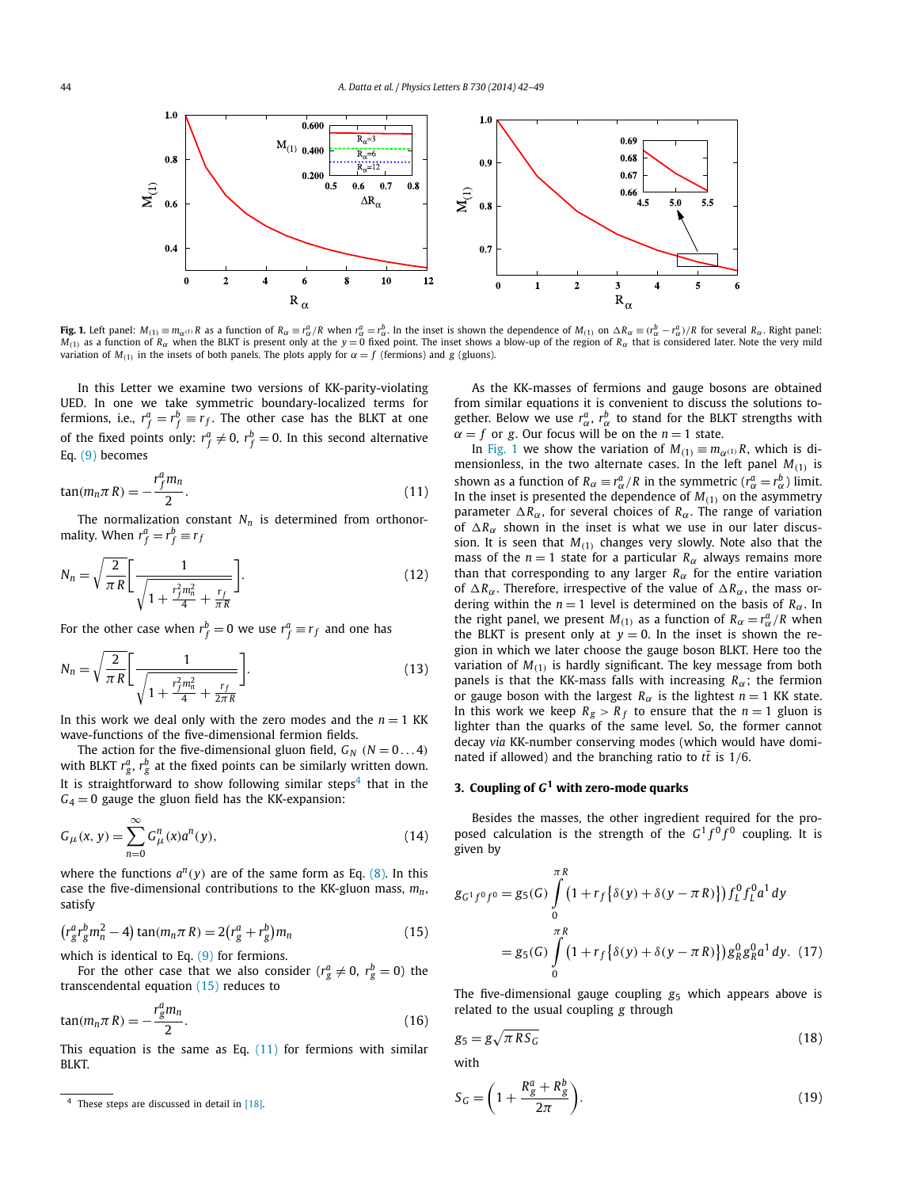**Fig. 1.** Left panel: $M_{(1)} \equiv m_{\alpha^{(1)}} R$ as a function of $R_\alpha \equiv r^a_\alpha/R$ when $r^a_\alpha = r^b_\alpha$. In the inset is shown the dependence of $M_{(1)}$ on $\Delta R_\alpha \equiv (r^b_\alpha - r^a_\alpha)/R$ for several $R_\alpha$. Right panel: $M_{(1)}$ as a function of $R_\alpha$ when the BLKT is present only at the $y=0$ fixed point. The inset shows a blow-up of the region of $R_\alpha$ that is considered later. Note the very mild variation of $M_{(1)}$ in the insets of both panels. The plots apply for $\alpha = f$ (fermions) and $g$ (gluons).

In this Letter we examine two versions of KK-parity-violating UED. In one we take symmetric boundary-localized terms for fermions, i.e., $r^a_f = r^b_f \equiv r_f$. The other case has the BLKT at one of the fixed points only: $r^a_f \neq 0$, $r^b_f = 0$. In this second alternative Eq. (9) becomes

$$\tan(m_n \pi R) = -\frac{r^a_f m_n}{2}. \tag{11}$$

The normalization constant $N_n$ is determined from orthonormality. When $r^a_f = r^b_f \equiv r_f$

$$N_n = \sqrt{\frac{2}{\pi R}} \left[ \frac{1}{\sqrt{1 + \frac{r_f^2 m_n^2}{4} + \frac{r_f}{\pi R}}} \right]. \tag{12}$$

For the other case when $r^b_f = 0$ we use $r^a_f \equiv r_f$ and one has

$$N_n = \sqrt{\frac{2}{\pi R}} \left[ \frac{1}{\sqrt{1 + \frac{r_f^2 m_n^2}{4} + \frac{r_f}{2\pi R}}} \right]. \tag{13}$$

In this work we deal only with the zero modes and the $n=1$ KK wave-functions of the five-dimensional fermion fields.

The action for the five-dimensional gluon field, $G_N$ $(N = 0 \ldots 4)$ with BLKT $r^a_g$, $r^b_g$ at the fixed points can be similarly written down. It is straightforward to show following similar steps[4] that in the $G_4 = 0$ gauge the gluon field has the KK-expansion:

$$G_\mu(x, y) = \sum_{n=0}^{\infty} G^n_\mu(x) a^n(y), \tag{14}$$

where the functions $a^n(y)$ are of the same form as Eq. (8). In this case the five-dimensional contributions to the KK-gluon mass, $m_n$, satisfy

$$\left(r^a_g r^b_g m_n^2 - 4\right) \tan(m_n \pi R) = 2\left(r^a_g + r^b_g\right) m_n \tag{15}$$

which is identical to Eq. (9) for fermions.

For the other case that we also consider ($r^a_g \neq 0$, $r^b_g = 0$) the transcendental equation (15) reduces to

$$\tan(m_n \pi R) = -\frac{r^a_g m_n}{2}. \tag{16}$$

This equation is the same as Eq. (11) for fermions with similar BLKT.

[4] These steps are discussed in detail in [18].

As the KK-masses of fermions and gauge bosons are obtained from similar equations it is convenient to discuss the solutions together. Below we use $r^a_\alpha$, $r^b_\alpha$ to stand for the BLKT strengths with $\alpha = f$ or $g$. Our focus will be on the $n=1$ state.

In Fig. 1 we show the variation of $M_{(1)} \equiv m_{\alpha^{(1)}} R$, which is dimensionless, in the two alternate cases. In the left panel $M_{(1)}$ is shown as a function of $R_\alpha \equiv r^a_\alpha/R$ in the symmetric ($r^a_\alpha = r^b_\alpha$) limit. In the inset is presented the dependence of $M_{(1)}$ on the asymmetry parameter $\Delta R_\alpha$, for several choices of $R_\alpha$. The range of variation of $\Delta R_\alpha$ shown in the inset is what we use in our later discussion. It is seen that $M_{(1)}$ changes very slowly. Note also that the mass of the $n=1$ state for a particular $R_\alpha$ always remains more than that corresponding to any larger $R_\alpha$ for the entire variation of $\Delta R_\alpha$. Therefore, irrespective of the value of $\Delta R_\alpha$, the mass ordering within the $n=1$ level is determined on the basis of $R_\alpha$. In the right panel, we present $M_{(1)}$ as a function of $R_\alpha = r^a_\alpha/R$ when the BLKT is present only at $y=0$. In the inset is shown the region in which we later choose the gauge boson BLKT. Here too the variation of $M_{(1)}$ is hardly significant. The key message from both panels is that the KK-mass falls with increasing $R_\alpha$; the fermion or gauge boson with the largest $R_\alpha$ is the lightest $n=1$ KK state. In this work we keep $R_g > R_f$ to ensure that the $n=1$ gluon is lighter than the quarks of the same level. So, the former cannot decay *via* KK-number conserving modes (which would have dominated if allowed) and the branching ratio to $t\bar{t}$ is 1/6.

### 3. Coupling of $G^1$ with zero-mode quarks

Besides the masses, the other ingredient required for the proposed calculation is the strength of the $G^1 f^0 f^0$ coupling. It is given by

$$\begin{aligned} g_{G^1 f^0 f^0} &= g_5(G) \int_0^{\pi R} \left(1 + r_f\left\{\delta(y) + \delta(y - \pi R)\right\}\right) f^0_L f^0_L a^1 \, dy \\ &= g_5(G) \int_0^{\pi R} \left(1 + r_f\left\{\delta(y) + \delta(y - \pi R)\right\}\right) g^0_R g^0_R a^1 \, dy. \end{aligned} \tag{17}$$

The five-dimensional gauge coupling $g_5$ which appears above is related to the usual coupling $g$ through

$$g_5 = g\sqrt{\pi R S_G} \tag{18}$$

with

$$S_G = \left(1 + \frac{R^a_g + R^b_g}{2\pi}\right). \tag{19}$$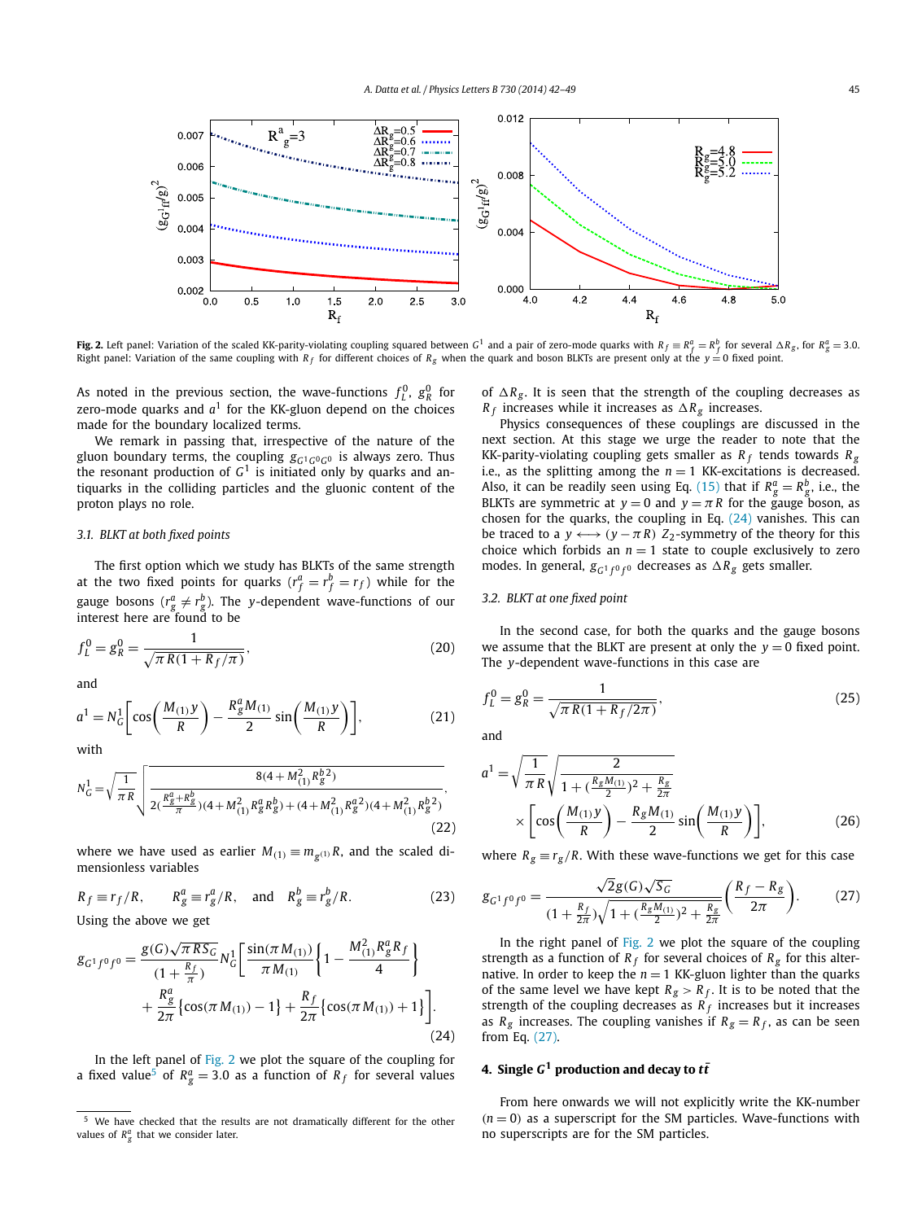Fig. 2. Left panel: Variation of the scaled KK-parity-violating coupling squared between $G^1$ and a pair of zero-mode quarks with $R_f \equiv R_f^a = R_f^b$ for several $\Delta R_g$, for $R_g^a = 3.0$. Right panel: Variation of the same coupling with $R_f$ for different choices of $R_g$ when the quark and boson BLKTs are present only at the $y = 0$ fixed point.

As noted in the previous section, the wave-functions $f_L^0$, $g_R^0$ for zero-mode quarks and $a^1$ for the KK-gluon depend on the choices made for the boundary localized terms.

We remark in passing that, irrespective of the nature of the gluon boundary terms, the coupling $g_{G^1 G^0 G^0}$ is always zero. Thus the resonant production of $G^1$ is initiated only by quarks and antiquarks in the colliding particles and the gluonic content of the proton plays no role.

### 3.1. BLKT at both fixed points

The first option which we study has BLKTs of the same strength at the two fixed points for quarks ($r_f^a = r_f^b = r_f$) while for the gauge bosons ($r_g^a \neq r_g^b$). The $y$-dependent wave-functions of our interest here are found to be

$$f_L^0 = g_R^0 = \frac{1}{\sqrt{\pi R(1 + R_f/\pi)}}, \tag{20}$$

and

$$a^1 = N_G^1 \left[ \cos\left(\frac{M_{(1)} y}{R}\right) - \frac{R_g^a M_{(1)}}{2} \sin\left(\frac{M_{(1)} y}{R}\right) \right], \tag{21}$$

with

$$N_G^1 = \sqrt{\frac{1}{\pi R}} \sqrt{\frac{8(4 + M_{(1)}^2 R_g^{b\,2})}{2(\frac{R_g^a + R_g^b}{\pi})(4 + M_{(1)}^2 R_g^a R_g^b) + (4 + M_{(1)}^2 R_g^{a\,2})(4 + M_{(1)}^2 R_g^{b\,2})}}, \tag{22}$$

where we have used as earlier $M_{(1)} \equiv m_{g^{(1)}} R$, and the scaled dimensionless variables

$$R_f \equiv r_f/R, \qquad R_g^a \equiv r_g^a/R, \quad \text{and} \quad R_g^b \equiv r_g^b/R. \tag{23}$$

Using the above we get

$$g_{G^1 f^0 f^0} = \frac{g(G)\sqrt{\pi R S_G}}{(1 + \frac{R_f}{\pi})} N_G^1 \left[ \frac{\sin(\pi M_{(1)})}{\pi M_{(1)}} \left\{ 1 - \frac{M_{(1)}^2 R_g^a R_f}{4} \right\} + \frac{R_g^a}{2\pi} \left\{ \cos(\pi M_{(1)}) - 1 \right\} + \frac{R_f}{2\pi} \left\{ \cos(\pi M_{(1)}) + 1 \right\} \right]. \tag{24}$$

In the left panel of Fig. 2 we plot the square of the coupling for a fixed value[5] of $R_g^a = 3.0$ as a function of $R_f$ for several values of $\Delta R_g$. It is seen that the strength of the coupling decreases as $R_f$ increases while it increases as $\Delta R_g$ increases.

Physics consequences of these couplings are discussed in the next section. At this stage we urge the reader to note that the KK-parity-violating coupling gets smaller as $R_f$ tends towards $R_g$ i.e., as the splitting among the $n = 1$ KK-excitations is decreased. Also, it can be readily seen using Eq. (15) that if $R_g^a = R_g^b$, i.e., the BLKTs are symmetric at $y = 0$ and $y = \pi R$ for the gauge boson, as chosen for the quarks, the coupling in Eq. (24) vanishes. This can be traced to a $y \longleftrightarrow (y - \pi R)$ $Z_2$-symmetry of the theory for this choice which forbids an $n = 1$ state to couple exclusively to zero modes. In general, $g_{G^1 f^0 f^0}$ decreases as $\Delta R_g$ gets smaller.

### 3.2. BLKT at one fixed point

In the second case, for both the quarks and the gauge bosons we assume that the BLKT are present at only the $y = 0$ fixed point. The $y$-dependent wave-functions in this case are

$$f_L^0 = g_R^0 = \frac{1}{\sqrt{\pi R(1 + R_f/2\pi)}}, \tag{25}$$

and

$$a^1 = \sqrt{\frac{1}{\pi R}} \sqrt{\frac{2}{1 + (\frac{R_g M_{(1)}}{2})^2 + \frac{R_g}{2\pi}}} \times \left[ \cos\left(\frac{M_{(1)} y}{R}\right) - \frac{R_g M_{(1)}}{2} \sin\left(\frac{M_{(1)} y}{R}\right) \right], \tag{26}$$

where $R_g \equiv r_g/R$. With these wave-functions we get for this case

$$g_{G^1 f^0 f^0} = \frac{\sqrt{2} g(G)\sqrt{S_G}}{(1 + \frac{R_f}{2\pi})\sqrt{1 + (\frac{R_g M_{(1)}}{2})^2 + \frac{R_g}{2\pi}}} \left( \frac{R_f - R_g}{2\pi} \right). \tag{27}$$

In the right panel of Fig. 2 we plot the square of the coupling strength as a function of $R_f$ for several choices of $R_g$ for this alternative. In order to keep the $n = 1$ KK-gluon lighter than the quarks of the same level we have kept $R_g > R_f$. It is to be noted that the strength of the coupling decreases as $R_f$ increases but it increases as $R_g$ increases. The coupling vanishes if $R_g = R_f$, as can be seen from Eq. (27).

## 4. Single $G^1$ production and decay to $t\bar{t}$

From here onwards we will not explicitly write the KK-number ($n = 0$) as a superscript for the SM particles. Wave-functions with no superscripts are for the SM particles.

---

[5] We have checked that the results are not dramatically different for the other values of $R_g^a$ that we consider later.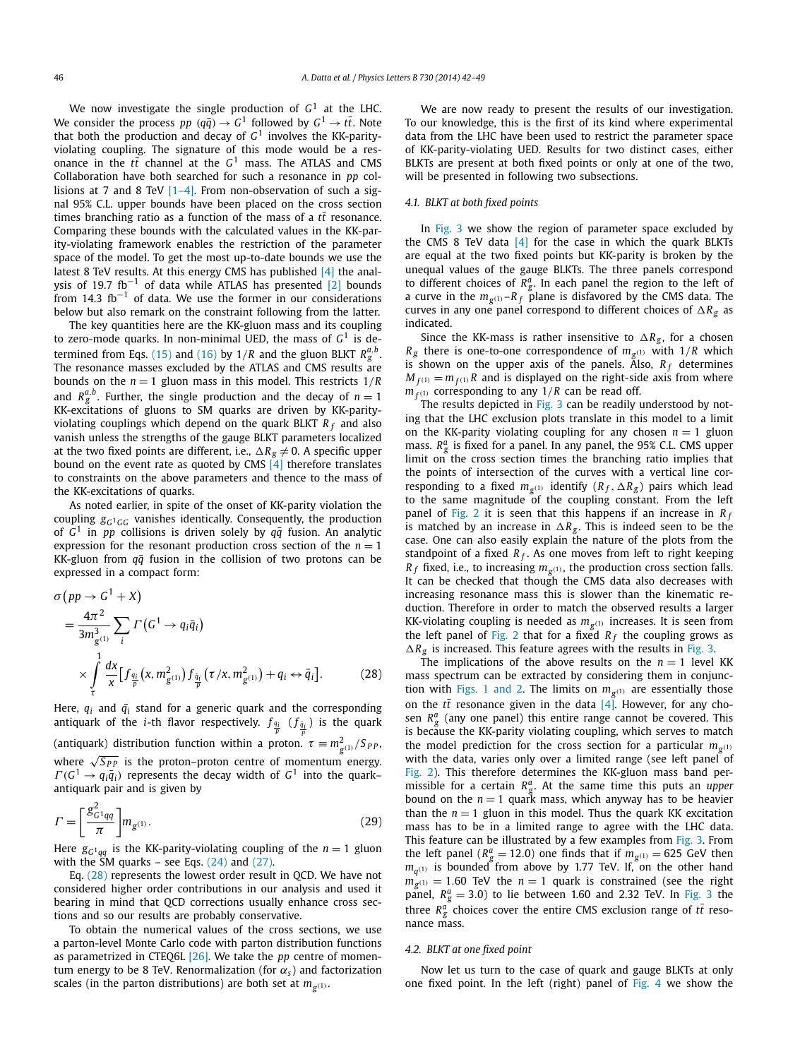We now investigate the single production of $G^1$ at the LHC. We consider the process $pp$ $(q\bar{q}) \to G^1$ followed by $G^1 \to t\bar{t}$. Note that both the production and decay of $G^1$ involves the KK-parity-violating coupling. The signature of this mode would be a resonance in the $t\bar{t}$ channel at the $G^1$ mass. The ATLAS and CMS Collaboration have both searched for such a resonance in $pp$ collisions at 7 and 8 TeV [1–4]. From non-observation of such a signal 95% C.L. upper bounds have been placed on the cross section times branching ratio as a function of the mass of a $t\bar{t}$ resonance. Comparing these bounds with the calculated values in the KK-parity-violating framework enables the restriction of the parameter space of the model. To get the most up-to-date bounds we use the latest 8 TeV results. At this energy CMS has published [4] the analysis of 19.7 fb$^{-1}$ of data while ATLAS has presented [2] bounds from 14.3 fb$^{-1}$ of data. We use the former in our considerations below but also remark on the constraint following from the latter.

The key quantities here are the KK-gluon mass and its coupling to zero-mode quarks. In non-minimal UED, the mass of $G^1$ is determined from Eqs. (15) and (16) by $1/R$ and the gluon BLKT $R_g^{a,b}$. The resonance masses excluded by the ATLAS and CMS results are bounds on the $n = 1$ gluon mass in this model. This restricts $1/R$ and $R_g^{a,b}$. Further, the single production and the decay of $n = 1$ KK-excitations of gluons to SM quarks are driven by KK-parity-violating couplings which depend on the quark BLKT $R_f$ and also vanish unless the strengths of the gauge BLKT parameters localized at the two fixed points are different, i.e., $\Delta R_g \neq 0$. A specific upper bound on the event rate as quoted by CMS [4] therefore translates to constraints on the above parameters and thence to the mass of the KK-excitations of quarks.

As noted earlier, in spite of the onset of KK-parity violation the coupling $g_{G^1GG}$ vanishes identically. Consequently, the production of $G^1$ in $pp$ collisions is driven solely by $q\bar{q}$ fusion. An analytic expression for the resonant production cross section of the $n = 1$ KK-gluon from $q\bar{q}$ fusion in the collision of two protons can be expressed in a compact form:

$$
\begin{aligned}
&\sigma\left(pp \to G^1 + X\right) \\
&= \frac{4\pi^2}{3m^3_{g^{(1)}}} \sum_i \Gamma\left(G^1 \to q_i\bar{q}_i\right) \\
&\quad \times \int_\tau^1 \frac{dx}{x}\left[f_{\frac{q_i}{p}}\left(x, m^2_{g^{(1)}}\right) f_{\frac{\bar{q}_i}{p}}\left(\tau/x, m^2_{g^{(1)}}\right) + q_i \leftrightarrow \bar{q}_i\right].
\end{aligned} \tag{28}
$$

Here, $q_i$ and $\bar{q}_i$ stand for a generic quark and the corresponding antiquark of the $i$-th flavor respectively. $f_{\frac{q_i}{p}}$ $(f_{\frac{\bar{q}_i}{p}})$ is the quark (antiquark) distribution function within a proton. $\tau \equiv m^2_{g^{(1)}}/S_{PP}$, where $\sqrt{S_{PP}}$ is the proton–proton centre of momentum energy. $\Gamma(G^1 \to q_i\bar{q}_i)$ represents the decay width of $G^1$ into the quark–antiquark pair and is given by

$$
\Gamma = \left[\frac{g^2_{G^1qq}}{\pi}\right] m_{g^{(1)}}. \tag{29}
$$

Here $g_{G^1qq}$ is the KK-parity-violating coupling of the $n = 1$ gluon with the SM quarks – see Eqs. (24) and (27).

Eq. (28) represents the lowest order result in QCD. We have not considered higher order contributions in our analysis and used it bearing in mind that QCD corrections usually enhance cross sections and so our results are probably conservative.

To obtain the numerical values of the cross sections, we use a parton-level Monte Carlo code with parton distribution functions as parametrized in CTEQ6L [26]. We take the $pp$ centre of momentum energy to be 8 TeV. Renormalization (for $\alpha_s$) and factorization scales (in the parton distributions) are both set at $m_{g^{(1)}}$.

We are now ready to present the results of our investigation. To our knowledge, this is the first of its kind where experimental data from the LHC have been used to restrict the parameter space of KK-parity-violating UED. Results for two distinct cases, either BLKTs are present at both fixed points or only at one of the two, will be presented in following two subsections.

### 4.1. BLKT at both fixed points

In Fig. 3 we show the region of parameter space excluded by the CMS 8 TeV data [4] for the case in which the quark BLKTs are equal at the two fixed points but KK-parity is broken by the unequal values of the gauge BLKTs. The three panels correspond to different choices of $R_g^a$. In each panel the region to the left of a curve in the $m_{g^{(1)}}$–$R_f$ plane is disfavored by the CMS data. The curves in any one panel correspond to different choices of $\Delta R_g$ as indicated.

Since the KK-mass is rather insensitive to $\Delta R_g$, for a chosen $R_g$ there is one-to-one correspondence of $m_{g^{(1)}}$ with $1/R$ which is shown on the upper axis of the panels. Also, $R_f$ determines $M_{f^{(1)}} = m_{f^{(1)}}R$ and is displayed on the right-side axis from where $m_{f^{(1)}}$ corresponding to any $1/R$ can be read off.

The results depicted in Fig. 3 can be readily understood by noting that the LHC exclusion plots translate in this model to a limit on the KK-parity violating coupling for any chosen $n = 1$ gluon mass. $R_g^a$ is fixed for a panel. In any panel, the 95% C.L. CMS upper limit on the cross section times the branching ratio implies that the points of intersection of the curves with a vertical line corresponding to a fixed $m_{g^{(1)}}$ identify $(R_f, \Delta R_g)$ pairs which lead to the same magnitude of the coupling constant. From the left panel of Fig. 2 it is seen that this happens if an increase in $R_f$ is matched by an increase in $\Delta R_g$. This is indeed seen to be the case. One can also easily explain the nature of the plots from the standpoint of a fixed $R_f$. As one moves from left to right keeping $R_f$ fixed, i.e., to increasing $m_{g^{(1)}}$, the production cross section falls. It can be checked that though the CMS data also decreases with increasing resonance mass this is slower than the kinematic reduction. Therefore in order to match the observed results a larger KK-violating coupling is needed as $m_{g^{(1)}}$ increases. It is seen from the left panel of Fig. 2 that for a fixed $R_f$ the coupling grows as $\Delta R_g$ is increased. This feature agrees with the results in Fig. 3.

The implications of the above results on the $n = 1$ level KK mass spectrum can be extracted by considering them in conjunction with Figs. 1 and 2. The limits on $m_{g^{(1)}}$ are essentially those on the $t\bar{t}$ resonance given in the data [4]. However, for any chosen $R_g^a$ (any one panel) this entire range cannot be covered. This is because the KK-parity violating coupling, which serves to match the model prediction for the cross section for a particular $m_{g^{(1)}}$ with the data, varies only over a limited range (see left panel of Fig. 2). This therefore determines the KK-gluon mass band permissible for a certain $R_g^a$. At the same time this puts an *upper* bound on the $n = 1$ quark mass, which anyway has to be heavier than the $n = 1$ gluon in this model. Thus the quark KK excitation mass has to be in a limited range to agree with the LHC data. This feature can be illustrated by a few examples from Fig. 3. From the left panel ($R_g^a = 12.0$) one finds that if $m_{g^{(1)}} = 625$ GeV then $m_{q^{(1)}}$ is bounded from above by 1.77 TeV. If, on the other hand $m_{g^{(1)}} = 1.60$ TeV the $n = 1$ quark is constrained (see the right panel, $R_g^a = 3.0$) to lie between 1.60 and 2.32 TeV. In Fig. 3 the three $R_g^a$ choices cover the entire CMS exclusion range of $t\bar{t}$ resonance mass.

### 4.2. BLKT at one fixed point

Now let us turn to the case of quark and gauge BLKTs at only one fixed point. In the left (right) panel of Fig. 4 we show the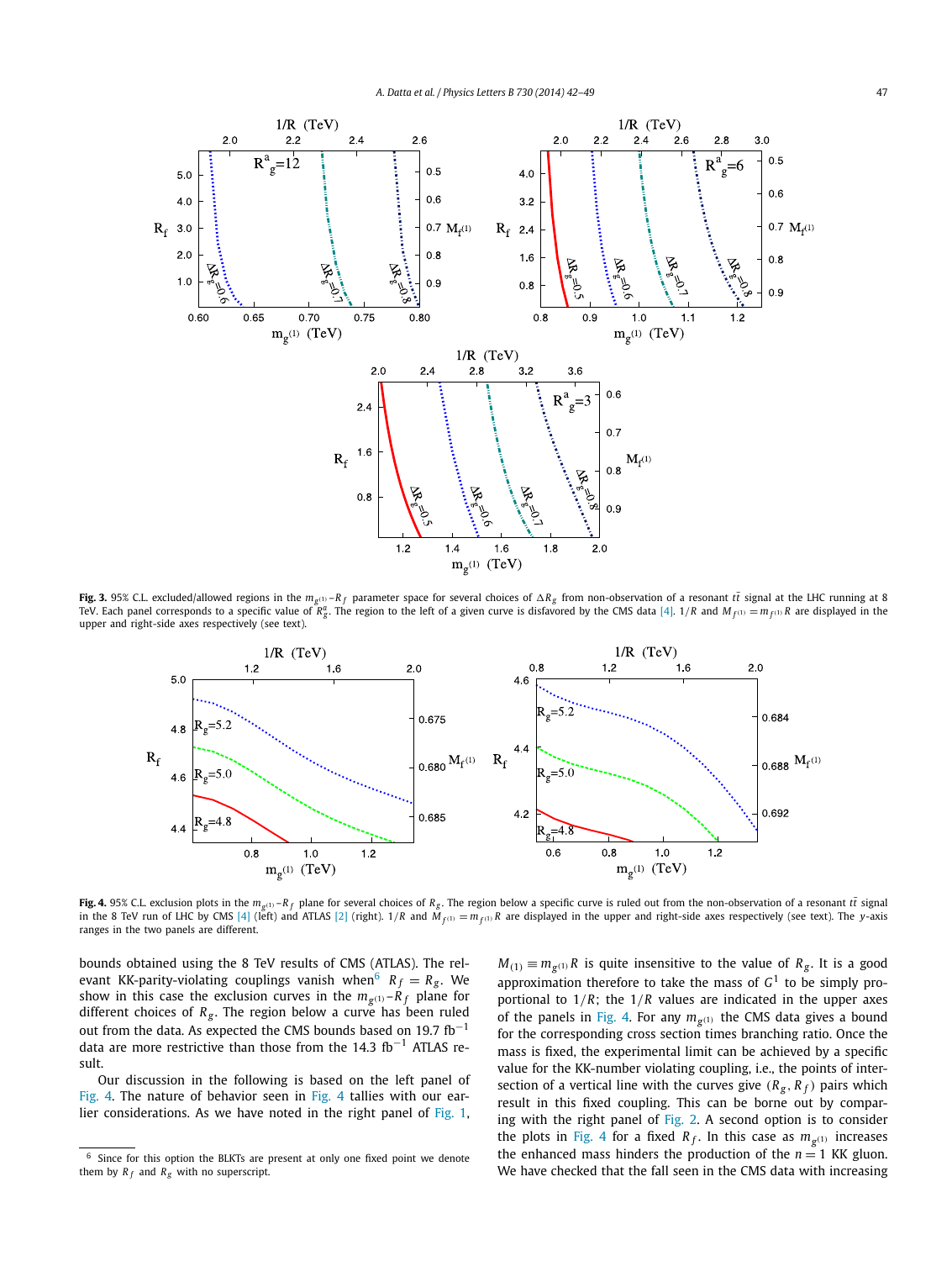**Fig. 3.** 95% C.L. excluded/allowed regions in the $m_{g^{(1)}}$–$R_f$ parameter space for several choices of $\Delta R_g$ from non-observation of a resonant $t\bar{t}$ signal at the LHC running at 8 TeV. Each panel corresponds to a specific value of $R^a_g$. The region to the left of a given curve is disfavored by the CMS data [4]. $1/R$ and $M_{f^{(1)}} = m_{f^{(1)}} R$ are displayed in the upper and right-side axes respectively (see text).

**Fig. 4.** 95% C.L. exclusion plots in the $m_{g^{(1)}}$–$R_f$ plane for several choices of $R_g$. The region below a specific curve is ruled out from the non-observation of a resonant $t\bar{t}$ signal in the 8 TeV run of LHC by CMS [4] (left) and ATLAS [2] (right). $1/R$ and $M_{f^{(1)}} = m_{f^{(1)}} R$ are displayed in the upper and right-side axes respectively (see text). The $y$-axis ranges in the two panels are different.

bounds obtained using the 8 TeV results of CMS (ATLAS). The relevant KK-parity-violating couplings vanish when[6] $R_f = R_g$. We show in this case the exclusion curves in the $m_{g^{(1)}}$–$R_f$ plane for different choices of $R_g$. The region below a curve has been ruled out from the data. As expected the CMS bounds based on 19.7 fb$^{-1}$ data are more restrictive than those from the 14.3 fb$^{-1}$ ATLAS result.

Our discussion in the following is based on the left panel of Fig. 4. The nature of behavior seen in Fig. 4 tallies with our earlier considerations. As we have noted in the right panel of Fig. 1, $M_{(1)} \equiv m_{g^{(1)}} R$ is quite insensitive to the value of $R_g$. It is a good approximation therefore to take the mass of $G^1$ to be simply proportional to $1/R$; the $1/R$ values are indicated in the upper axes of the panels in Fig. 4. For any $m_{g^{(1)}}$ the CMS data gives a bound for the corresponding cross section times branching ratio. Once the mass is fixed, the experimental limit can be achieved by a specific value for the KK-number violating coupling, i.e., the points of intersection of a vertical line with the curves give $(R_g, R_f)$ pairs which result in this fixed coupling. This can be borne out by comparing with the right panel of Fig. 2. A second option is to consider the plots in Fig. 4 for a fixed $R_f$. In this case as $m_{g^{(1)}}$ increases the enhanced mass hinders the production of the $n = 1$ KK gluon. We have checked that the fall seen in the CMS data with increasing

[6] Since for this option the BLKTs are present at only one fixed point we denote them by $R_f$ and $R_g$ with no superscript.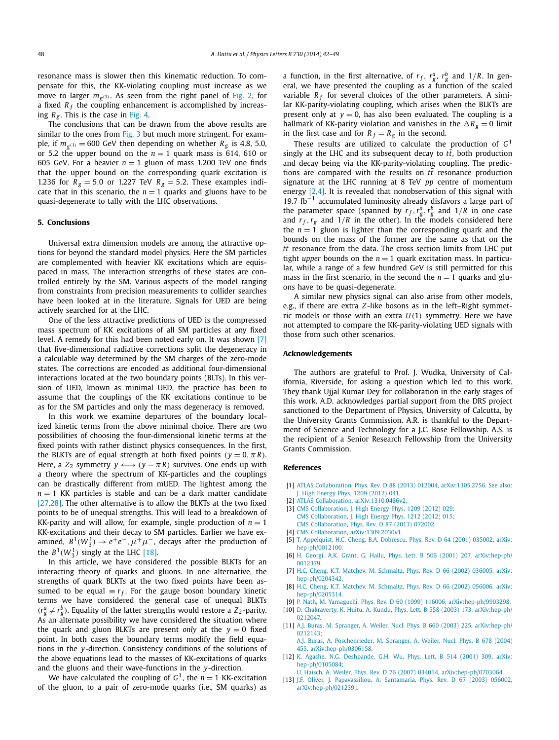resonance mass is slower then this kinematic reduction. To compensate for this, the KK-violating coupling must increase as we move to larger $m_{g^{(1)}}$. As seen from the right panel of Fig. 2, for a fixed $R_f$ the coupling enhancement is accomplished by increasing $R_g$. This is the case in Fig. 4.

The conclusions that can be drawn from the above results are similar to the ones from Fig. 3 but much more stringent. For example, if $m_{g^{(1)}} = 600$ GeV then depending on whether $R_g$ is 4.8, 5.0, or 5.2 the upper bound on the $n = 1$ quark mass is 614, 610 or 605 GeV. For a heavier $n = 1$ gluon of mass 1.200 TeV one finds that the upper bound on the corresponding quark excitation is 1.236 for $R_g = 5.0$ or 1.227 TeV $R_g = 5.2$. These examples indicate that in this scenario, the $n = 1$ quarks and gluons have to be quasi-degenerate to tally with the LHC observations.

## 5. Conclusions

Universal extra dimension models are among the attractive options for beyond the standard model physics. Here the SM particles are complemented with heavier KK excitations which are equispaced in mass. The interaction strengths of these states are controlled entirely by the SM. Various aspects of the model ranging from constraints from precision measurements to collider searches have been looked at in the literature. Signals for UED are being actively searched for at the LHC.

One of the less attractive predictions of UED is the compressed mass spectrum of KK excitations of all SM particles at any fixed level. A remedy for this had been noted early on. It was shown [7] that five-dimensional radiative corrections split the degeneracy in a calculable way determined by the SM charges of the zero-mode states. The corrections are encoded as additional four-dimensional interactions located at the two boundary points (BLTs). In this version of UED, known as minimal UED, the practice has been to assume that the couplings of the KK excitations continue to be as for the SM particles and only the mass degeneracy is removed.

In this work we examine departures of the boundary localized kinetic terms from the above minimal choice. There are two possibilities of choosing the four-dimensional kinetic terms at the fixed points with rather distinct physics consequences. In the first, the BLTs are of equal strength at both fixed points ($y = 0, \pi R$). Here, a $Z_2$ symmetry $y \longleftrightarrow (y - \pi R)$ survives. One ends up with a theory where the spectrum of KK-particles and the couplings can be drastically different from mUED. The lightest among the $n = 1$ KK particles is stable and can be a dark matter candidate [27,28]. The other alternative is to allow the BLTs at the two fixed points to be of unequal strengths. This will lead to a breakdown of KK-parity and will allow, for example, single production of $n = 1$ KK-excitations and their decay to SM particles. Earlier we have examined, $B^1(W_3^1) \to e^+e^-, \mu^+\mu^-$, decays after the production of the $B^1(W_3^1)$ singly at the LHC [18].

In this article, we have considered the possible BLTs for an interacting theory of quarks and gluons. In one alternative, the strengths of quark BLTs at the two fixed points have been assumed to be equal $\equiv r_f$. For the gauge boson boundary kinetic terms we have considered the general case of unequal BLTs ($r_g^a \neq r_g^b$). Equality of the latter strengths would restore a $Z_2$-parity. As an alternate possibility we have considered the situation where the quark and gluon BLTs are present *only* at the $y = 0$ fixed point. In both cases the boundary terms modify the field equations in the $y$-direction. Consistency conditions of the solutions of the above equations lead to the masses of KK-excitations of quarks and the gluons and their wave-functions in the $y$-direction.

We have calculated the coupling of $G^1$, the $n = 1$ KK-excitation of the gluon, to a pair of zero-mode quarks (i.e., SM quarks) as a function, in the first alternative, of $r_f$, $r_g^a$, $r_g^b$ and $1/R$. In general, we have presented the coupling as a function of the scaled variable $R_f$ for several choices of the other parameters. A similar KK-parity-violating coupling, which arises when the BLKTs are present only at $y = 0$, has also been evaluated. The coupling is a hallmark of KK-parity violation and vanishes in the $\Delta R_g = 0$ limit in the first case and for $R_f = R_g$ in the second.

These results are utilized to calculate the production of $G^1$ singly at the LHC and its subsequent decay to $t\bar{t}$, both production and decay being via the KK-parity-violating coupling. The predictions are compared with the results on $t\bar{t}$ resonance production signature at the LHC running at 8 TeV $pp$ centre of momentum energy [2,4]. It is revealed that nonobservation of this signal with 19.7 fb$^{-1}$ accumulated luminosity already disfavors a large part of the parameter space (spanned by $r_f, r_g^a, r_g^b$ and $1/R$ in one case and $r_f, r_g$ and $1/R$ in the other). In the models considered here the $n = 1$ gluon is lighter than the corresponding quark and the bounds on the mass of the former are the same as that on the $t\bar{t}$ resonance from the data. The cross section limits from LHC put tight *upper* bounds on the $n = 1$ quark excitation mass. In particular, while a range of a few hundred GeV is still permitted for this mass in the first scenario, in the second the $n = 1$ quarks and gluons have to be quasi-degenerate.

A similar new physics signal can also arise from other models, e.g., if there are extra $Z$-like bosons as in the left–Right symmetric models or those with an extra $U(1)$ symmetry. Here we have not attempted to compare the KK-parity-violating UED signals with those from such other scenarios.

## Acknowledgements

The authors are grateful to Prof. J. Wudka, University of California, Riverside, for asking a question which led to this work. They thank Ujjal Kumar Dey for collaboration in the early stages of this work. A.D. acknowledges partial support from the DRS project sanctioned to the Department of Physics, University of Calcutta, by the University Grants Commission. A.R. is thankful to the Department of Science and Technology for a J.C. Bose Fellowship. A.S. is the recipient of a Senior Research Fellowship from the University Grants Commission.

## References

[1] ATLAS Collaboration, Phys. Rev. D 88 (2013) 012004, arXiv:1305.2756. See also: J. High Energy Phys. 1209 (2012) 041.
[2] ATLAS Collaboration, arXiv:1310.0486v2.
[3] CMS Collaboration, J. High Energy Phys. 1209 (2012) 029; CMS Collaboration, J. High Energy Phys. 1212 (2012) 015; CMS Collaboration, Phys. Rev. D 87 (2013) 072002.
[4] CMS Collaboration, arXiv:1309.2030v1.
[5] T. Appelquist, H.C. Cheng, B.A. Dobrescu, Phys. Rev. D 64 (2001) 035002, arXiv:hep-ph/0012100.
[6] H. Georgi, A.K. Grant, G. Hailu, Phys. Lett. B 506 (2001) 207, arXiv:hep-ph/0012379.
[7] H.C. Cheng, K.T. Matchev, M. Schmaltz, Phys. Rev. D 66 (2002) 036005, arXiv:hep-ph/0204342.
[8] H.C. Cheng, K.T. Matchev, M. Schmaltz, Phys. Rev. D 66 (2002) 056006, arXiv:hep-ph/0205314.
[9] P. Nath, M. Yamaguchi, Phys. Rev. D 60 (1999) 116006, arXiv:hep-ph/9903298.
[10] D. Chakraverty, K. Huitu, A. Kundu, Phys. Lett. B 558 (2003) 173, arXiv:hep-ph/0212047.
[11] A.J. Buras, M. Spranger, A. Weiler, Nucl. Phys. B 660 (2003) 225, arXiv:hep-ph/0212143; A.J. Buras, A. Poschenrieder, M. Spranger, A. Weiler, Nucl. Phys. B 678 (2004) 455, arXiv:hep-ph/0306158.
[12] K. Agashe, N.G. Deshpande, G.H. Wu, Phys. Lett. B 514 (2001) 309, arXiv:hep-ph/0105084; U. Haisch, A. Weiler, Phys. Rev. D 76 (2007) 034014, arXiv:hep-ph/0703064.
[13] J.F. Oliver, J. Papavassiliou, A. Santamaria, Phys. Rev. D 67 (2003) 056002, arXiv:hep-ph/0212391.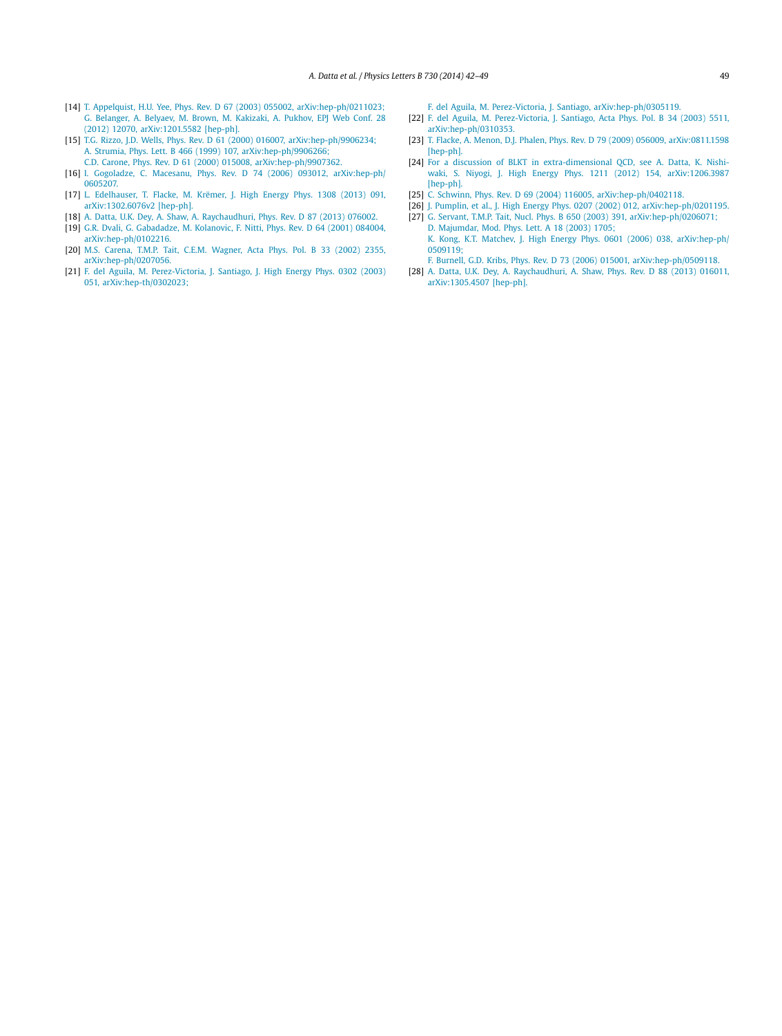[14] T. Appelquist, H.U. Yee, Phys. Rev. D 67 (2003) 055002, arXiv:hep-ph/0211023; G. Belanger, A. Belyaev, M. Brown, M. Kakizaki, A. Pukhov, EPJ Web Conf. 28 (2012) 12070, arXiv:1201.5582 [hep-ph].

[15] T.G. Rizzo, J.D. Wells, Phys. Rev. D 61 (2000) 016007, arXiv:hep-ph/9906234; A. Strumia, Phys. Lett. B 466 (1999) 107, arXiv:hep-ph/9906266; C.D. Carone, Phys. Rev. D 61 (2000) 015008, arXiv:hep-ph/9907362.

[16] I. Gogoladze, C. Macesanu, Phys. Rev. D 74 (2006) 093012, arXiv:hep-ph/0605207.

[17] L. Edelhauser, T. Flacke, M. Krëmer, J. High Energy Phys. 1308 (2013) 091, arXiv:1302.6076v2 [hep-ph].

[18] A. Datta, U.K. Dey, A. Shaw, A. Raychaudhuri, Phys. Rev. D 87 (2013) 076002.

[19] G.R. Dvali, G. Gabadadze, M. Kolanovic, F. Nitti, Phys. Rev. D 64 (2001) 084004, arXiv:hep-ph/0102216.

[20] M.S. Carena, T.M.P. Tait, C.E.M. Wagner, Acta Phys. Pol. B 33 (2002) 2355, arXiv:hep-ph/0207056.

[21] F. del Aguila, M. Perez-Victoria, J. Santiago, J. High Energy Phys. 0302 (2003) 051, arXiv:hep-th/0302023; F. del Aguila, M. Perez-Victoria, J. Santiago, arXiv:hep-ph/0305119.

[22] F. del Aguila, M. Perez-Victoria, J. Santiago, Acta Phys. Pol. B 34 (2003) 5511, arXiv:hep-ph/0310353.

[23] T. Flacke, A. Menon, D.J. Phalen, Phys. Rev. D 79 (2009) 056009, arXiv:0811.1598 [hep-ph].

[24] For a discussion of BLKT in extra-dimensional QCD, see A. Datta, K. Nishiwaki, S. Niyogi, J. High Energy Phys. 1211 (2012) 154, arXiv:1206.3987 [hep-ph].

[25] C. Schwinn, Phys. Rev. D 69 (2004) 116005, arXiv:hep-ph/0402118.

[26] J. Pumplin, et al., J. High Energy Phys. 0207 (2002) 012, arXiv:hep-ph/0201195.

[27] G. Servant, T.M.P. Tait, Nucl. Phys. B 650 (2003) 391, arXiv:hep-ph/0206071; D. Majumdar, Mod. Phys. Lett. A 18 (2003) 1705; K. Kong, K.T. Matchev, J. High Energy Phys. 0601 (2006) 038, arXiv:hep-ph/0509119; F. Burnell, G.D. Kribs, Phys. Rev. D 73 (2006) 015001, arXiv:hep-ph/0509118.

[28] A. Datta, U.K. Dey, A. Raychaudhuri, A. Shaw, Phys. Rev. D 88 (2013) 016011, arXiv:1305.4507 [hep-ph].